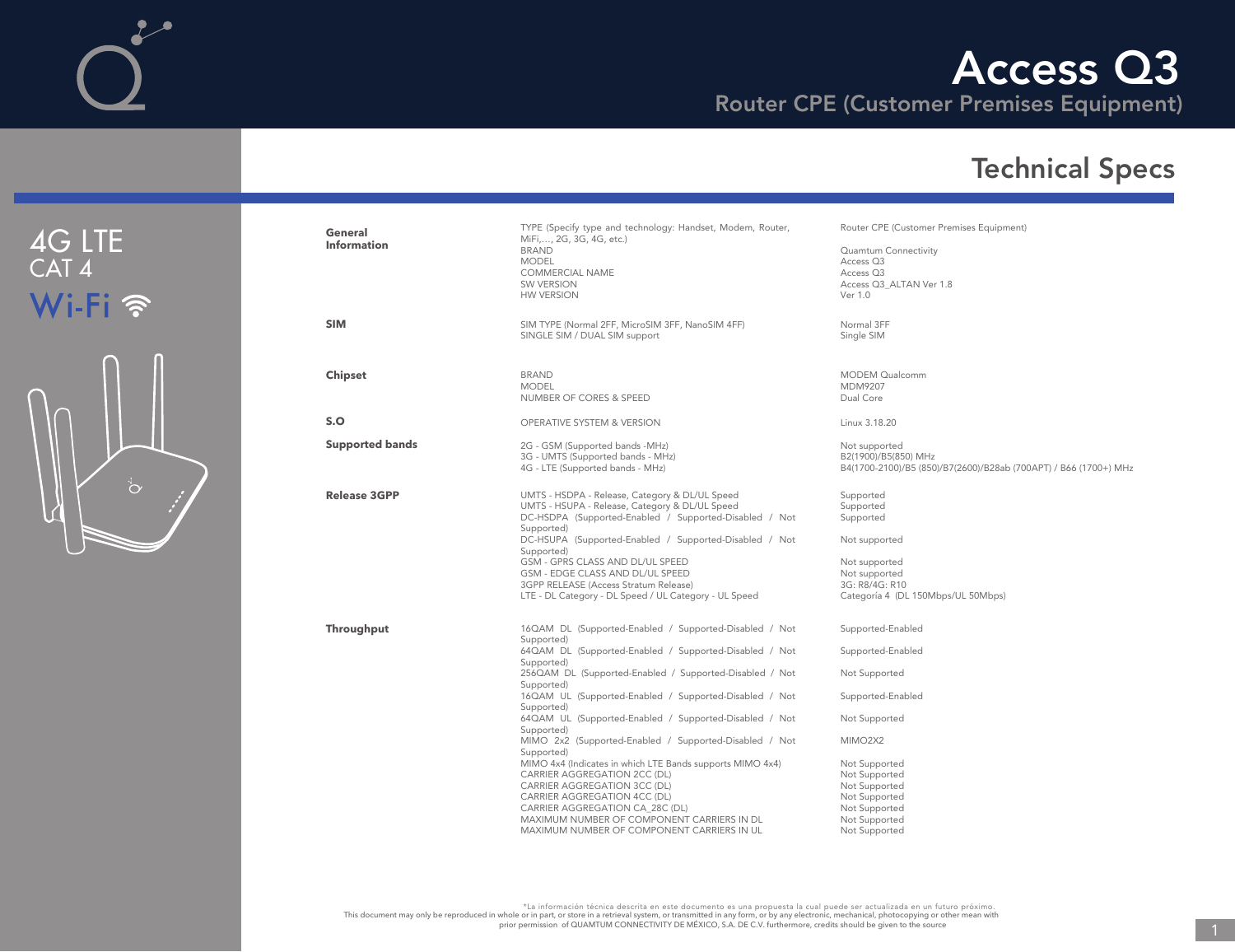# Access Q3

## Router CPE (Customer Premises Equipment)

## Technical Specs

4G LTE
CAT 4
Wi-Fi

| Section | Parameter | Value |
|---|---|---|
| **General Information** | TYPE (Specify type and technology: Handset, Modem, Router, MiFi,..., 2G, 3G, 4G, etc.) | Router CPE (Customer Premises Equipment) |
| | BRAND | Quamtum Connectivity |
| | MODEL | Access Q3 |
| | COMMERCIAL NAME | Access Q3 |
| | SW VERSION | Access Q3_ALTAN Ver 1.8 |
| | HW VERSION | Ver 1.0 |
| **SIM** | SIM TYPE (Normal 2FF, MicroSIM 3FF, NanoSIM 4FF) | Normal 3FF |
| | SINGLE SIM / DUAL SIM support | Single SIM |
| **Chipset** | BRAND | MODEM Qualcomm |
| | MODEL | MDM9207 |
| | NUMBER OF CORES & SPEED | Dual Core |
| **S.O** | OPERATIVE SYSTEM & VERSION | Linux 3.18.20 |
| **Supported bands** | 2G - GSM (Supported bands -MHz) | Not supported |
| | 3G - UMTS (Supported bands - MHz) | B2(1900)/B5(850) MHz |
| | 4G - LTE (Supported bands - MHz) | B4(1700-2100)/B5 (850)/B7(2600)/B28ab (700APT) / B66 (1700+) MHz |
| **Release 3GPP** | UMTS - HSDPA - Release, Category & DL/UL Speed | Supported |
| | UMTS - HSUPA - Release, Category & DL/UL Speed | Supported |
| | DC-HSDPA (Supported-Enabled / Supported-Disabled / Not Supported) | Supported |
| | DC-HSUPA (Supported-Enabled / Supported-Disabled / Not Supported) | Not supported |
| | GSM - GPRS CLASS AND DL/UL SPEED | Not supported |
| | GSM - EDGE CLASS AND DL/UL SPEED | Not supported |
| | 3GPP RELEASE (Access Stratum Release) | 3G: R8/4G: R10 |
| | LTE - DL Category - DL Speed / UL Category - UL Speed | Categoría 4 (DL 150Mbps/UL 50Mbps) |
| **Throughput** | 16QAM DL (Supported-Enabled / Supported-Disabled / Not Supported) | Supported-Enabled |
| | 64QAM DL (Supported-Enabled / Supported-Disabled / Not Supported) | Supported-Enabled |
| | 256QAM DL (Supported-Enabled / Supported-Disabled / Not Supported) | Not Supported |
| | 16QAM UL (Supported-Enabled / Supported-Disabled / Not Supported) | Supported-Enabled |
| | 64QAM UL (Supported-Enabled / Supported-Disabled / Not Supported) | Not Supported |
| | MIMO 2x2 (Supported-Enabled / Supported-Disabled / Not Supported) | MIMO2X2 |
| | MIMO 4x4 (Indicates in which LTE Bands supports MIMO 4x4) | Not Supported |
| | CARRIER AGGREGATION 2CC (DL) | Not Supported |
| | CARRIER AGGREGATION 3CC (DL) | Not Supported |
| | CARRIER AGGREGATION 4CC (DL) | Not Supported |
| | CARRIER AGGREGATION CA_28C (DL) | Not Supported |
| | MAXIMUM NUMBER OF COMPONENT CARRIERS IN DL | Not Supported |
| | MAXIMUM NUMBER OF COMPONENT CARRIERS IN UL | Not Supported |

*La información técnica descrita en este documento es una propuesta la cual puede ser actualizada en un futuro próximo.
This document may only be reproduced in whole or in part, or store in a retrieval system, or transmitted in any form, or by any electronic, mechanical, photocopying or other mean with prior permission of QUAMTUM CONNECTIVITY DE MÉXICO, S.A. DE C.V. furthermore, credits should be given to the source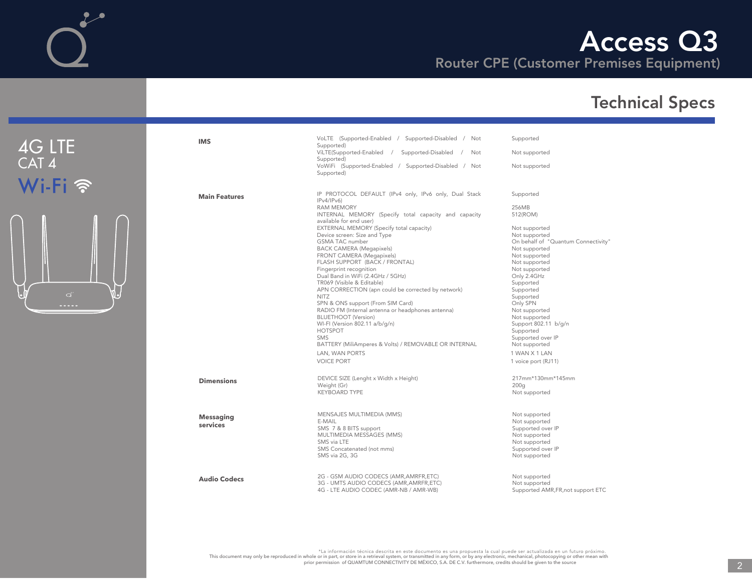# Access Q3

## Router CPE (Customer Premises Equipment)

4G LTE
CAT 4
Wi-Fi

## Technical Specs

| Category | Feature | Value |
|---|---|---|
| **IMS** | VoLTE (Supported-Enabled / Supported-Disabled / Not Supported) | Supported |
| | ViLTE(Supported-Enabled / Supported-Disabled / Not Supported) | Not supported |
| | VoWiFi (Supported-Enabled / Supported-Disabled / Not Supported) | Not supported |
| **Main Features** | IP PROTOCOL DEFAULT (IPv4 only, IPv6 only, Dual Stack IPv4/IPv6) | Supported |
| | RAM MEMORY | 256MB |
| | INTERNAL MEMORY (Specify total capacity and capacity available for end user) | 512(ROM) |
| | EXTERNAL MEMORY (Specify total capacity) | Not supported |
| | Device screen: Size and Type | Not supported |
| | GSMA TAC number | On behalf of "Quantum Connectivity" |
| | BACK CAMERA (Megapixels) | Not supported |
| | FRONT CAMERA (Megapixels) | Not supported |
| | FLASH SUPPORT (BACK / FRONTAL) | Not supported |
| | Fingerprint recognition | Not supported |
| | Dual Band in WiFi (2.4GHz / 5GHz) | Only 2.4GHz |
| | TR069 (Visible & Editable) | Supported |
| | APN CORRECTION (apn could be corrected by network) | Supported |
| | NITZ | Supported |
| | SPN & ONS support (From SIM Card) | Only SPN |
| | RADIO FM (Internal antenna or headphones antenna) | Not supported |
| | BLUETHOOT (Version) | Not supported |
| | WI-FI (Version 802.11 a/b/g/n) | Support 802.11 b/g/n |
| | HOTSPOT | Supported |
| | SMS | Supported over IP |
| | BATTERY (MiliAmperes & Volts) / REMOVABLE OR INTERNAL | Not supported |
| | LAN, WAN PORTS | 1 WAN X 1 LAN |
| | VOICE PORT | 1 voice port (RJ11) |
| **Dimensions** | DEVICE SIZE (Lenght x Width x Height) | 217mm*130mm*145mm |
| | Weight (Gr) | 200g |
| | KEYBOARD TYPE | Not supported |
| **Messaging services** | MENSAJES MULTIMEDIA (MMS) | Not supported |
| | E-MAIL | Not supported |
| | SMS 7 & 8 BITS support | Supported over IP |
| | MULTIMEDIA MESSAGES (MMS) | Not supported |
| | SMS via LTE | Not supported |
| | SMS Concatenated (not mms) | Supported over IP |
| | SMS via 2G, 3G | Not supported |
| **Audio Codecs** | 2G - GSM AUDIO CODECS (AMR,AMRFR,ETC) | Not supported |
| | 3G - UMTS AUDIO CODECS (AMR,AMRFR,ETC) | Not supported |
| | 4G - LTE AUDIO CODEC (AMR-NB / AMR-WB) | Supported AMR,FR,not support ETC |

*La información técnica descrita en este documento es una propuesta la cual puede ser actualizada en un futuro próximo.
This document may only be reproduced in whole or in part, or store in a retrieval system, or transmitted in any form, or by any electronic, mechanical, photocopying or other mean with prior permission of QUAMTUM CONNECTIVITY DE MÉXICO, S.A. DE C.V. furthermore, credits should be given to the source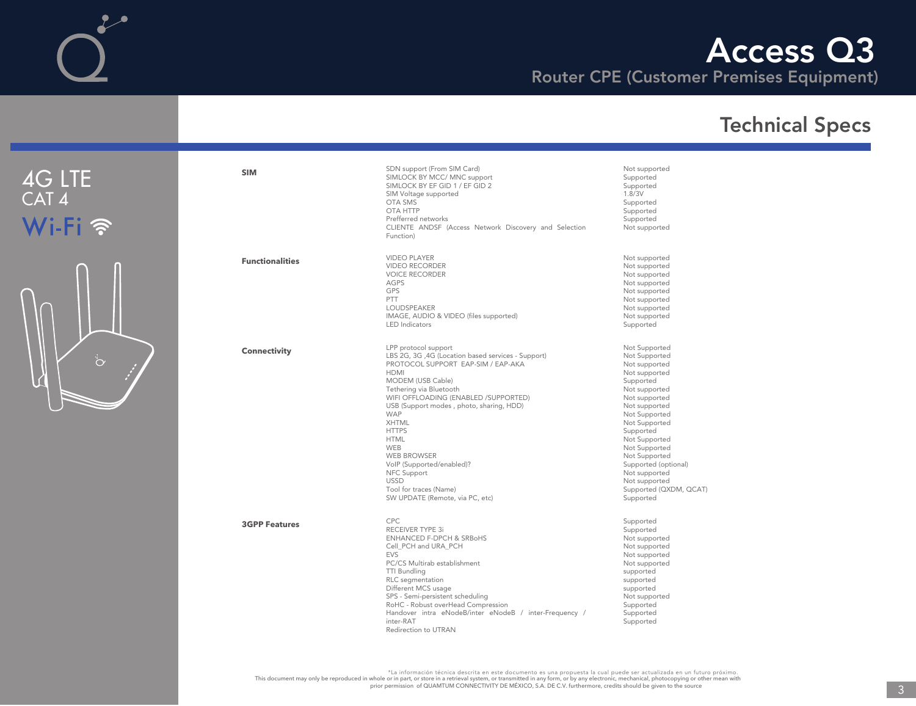# Access Q3

Router CPE (Customer Premises Equipment)

## Technical Specs

4G LTE
CAT 4
Wi-Fi

| Category | Feature | Status |
|---|---|---|
| **SIM** | SDN support (From SIM Card) | Not supported |
| | SIMLOCK BY MCC/ MNC support | Supported |
| | SIMLOCK BY EF GID 1 / EF GID 2 | Supported |
| | SIM Voltage supported | 1.8/3V |
| | OTA SMS | Supported |
| | OTA HTTP | Supported |
| | Prefferred networks | Supported |
| | CLIENTE ANDSF (Access Network Discovery and Selection Function) | Not supported |
| **Functionalities** | VIDEO PLAYER | Not supported |
| | VIDEO RECORDER | Not supported |
| | VOICE RECORDER | Not supported |
| | AGPS | Not supported |
| | GPS | Not supported |
| | PTT | Not supported |
| | LOUDSPEAKER | Not supported |
| | IMAGE, AUDIO & VIDEO (files supported) | Not supported |
| | LED Indicators | Supported |
| **Connectivity** | LPP protocol support | Not Supported |
| | LBS 2G, 3G ,4G (Location based services - Support) | Not Supported |
| | PROTOCOL SUPPORT EAP-SIM / EAP-AKA | Not supported |
| | HDMI | Not supported |
| | MODEM (USB Cable) | Supported |
| | Tethering via Bluetooth | Not supported |
| | WIFI OFFLOADING (ENABLED /SUPPORTED) | Not supported |
| | USB (Support modes , photo, sharing, HDD) | Not supported |
| | WAP | Not Supported |
| | XHTML | Not Supported |
| | HTTPS | Supported |
| | HTML | Not Supported |
| | WEB | Not Supported |
| | WEB BROWSER | Not Supported |
| | VoIP (Supported/enabled)? | Supported (optional) |
| | NFC Support | Not supported |
| | USSD | Not supported |
| | Tool for traces (Name) | Supported (QXDM, QCAT) |
| | SW UPDATE (Remote, via PC, etc) | Supported |
| **3GPP Features** | CPC | Supported |
| | RECEIVER TYPE 3i | Supported |
| | ENHANCED F-DPCH & SRBoHS | Not supported |
| | Cell_PCH and URA_PCH | Not supported |
| | EVS | Not supported |
| | PC/CS Multirab establishment | Not supported |
| | TTI Bundling | supported |
| | RLC segmentation | supported |
| | Different MCS usage | supported |
| | SPS - Semi-persistent scheduling | Not supported |
| | RoHC - Robust overHead Compression | Supported |
| | Handover intra eNodeB/inter eNodeB / inter-Frequency / inter-RAT | Supported |
| | Redirection to UTRAN | Supported |

*La información técnica descrita en este documento es una propuesta la cual puede ser actualizada en un futuro próximo.
This document may only be reproduced in whole or in part, or store in a retrieval system, or transmitted in any form, or by any electronic, mechanical, photocopying or other mean with prior permission of QUAMTUM CONNECTIVITY DE MÉXICO, S.A. DE C.V. furthermore, credits should be given to the source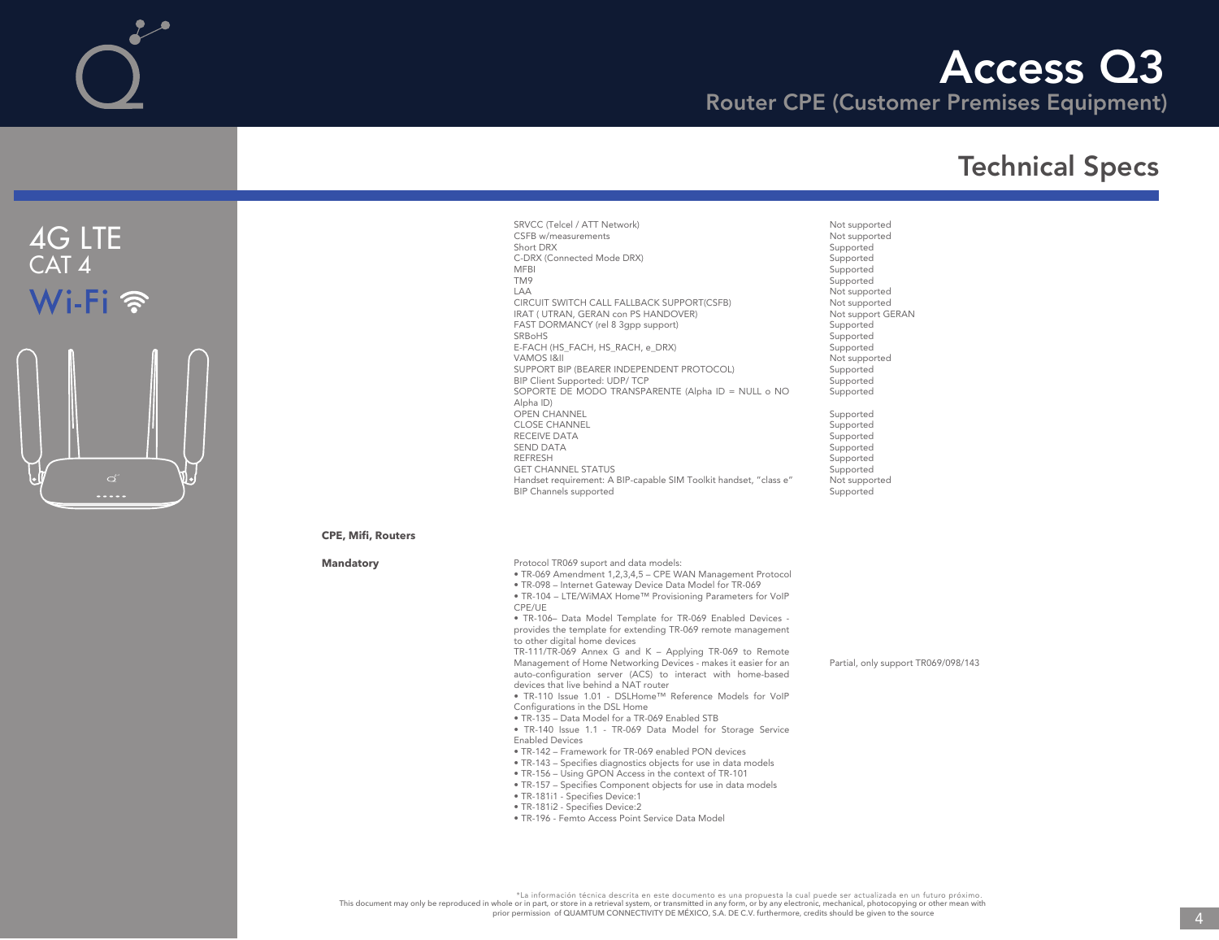# Access Q3

Router CPE (Customer Premises Equipment)

## Technical Specs

4G LTE
CAT 4
Wi-Fi

| | Feature | Support |
|---|---|---|
| | SRVCC (Telcel / ATT Network) | Not supported |
| | CSFB w/measurements | Not supported |
| | Short DRX | Supported |
| | C-DRX (Connected Mode DRX) | Supported |
| | MFBI | Supported |
| | TM9 | Supported |
| | LAA | Not supported |
| | CIRCUIT SWITCH CALL FALLBACK SUPPORT(CSFB) | Not supported |
| | IRAT ( UTRAN, GERAN con PS HANDOVER) | Not support GERAN |
| | FAST DORMANCY (rel 8 3gpp support) | Supported |
| | SRBoHS | Supported |
| | E-FACH (HS_FACH, HS_RACH, e_DRX) | Supported |
| | VAMOS I&II | Not supported |
| | SUPPORT BIP (BEARER INDEPENDENT PROTOCOL) | Supported |
| | BIP Client Supported: UDP/ TCP | Supported |
| | SOPORTE DE MODO TRANSPARENTE (Alpha ID = NULL o NO Alpha ID) | Supported |
| | OPEN CHANNEL | Supported |
| | CLOSE CHANNEL | Supported |
| | RECEIVE DATA | Supported |
| | SEND DATA | Supported |
| | REFRESH | Supported |
| | GET CHANNEL STATUS | Supported |
| | Handset requirement: A BIP-capable SIM Toolkit handset, "class e" | Not supported |
| | BIP Channels supported | Supported |
| **CPE, Mifi, Routers** | | |
| **Mandatory** | Protocol TR069 suport and data models:<br>• TR-069 Amendment 1,2,3,4,5 – CPE WAN Management Protocol<br>• TR-098 – Internet Gateway Device Data Model for TR-069<br>• TR-104 – LTE/WiMAX Home™ Provisioning Parameters for VoIP CPE/UE<br>• TR-106– Data Model Template for TR-069 Enabled Devices - provides the template for extending TR-069 remote management to other digital home devices<br>TR-111/TR-069 Annex G and K – Applying TR-069 to Remote Management of Home Networking Devices - makes it easier for an auto-configuration server (ACS) to interact with home-based devices that live behind a NAT router<br>• TR-110 Issue 1.01 - DSLHome™ Reference Models for VoIP Configurations in the DSL Home<br>• TR-135 – Data Model for a TR-069 Enabled STB<br>• TR-140 Issue 1.1 - TR-069 Data Model for Storage Service Enabled Devices<br>• TR-142 – Framework for TR-069 enabled PON devices<br>• TR-143 – Specifies diagnostics objects for use in data models<br>• TR-156 – Using GPON Access in the context of TR-101<br>• TR-157 – Specifies Component objects for use in data models<br>• TR-181i1 - Specifies Device:1<br>• TR-181i2 - Specifies Device:2<br>• TR-196 - Femto Access Point Service Data Model | Partial, only support TR069/098/143 |

*La información técnica descrita en este documento es una propuesta la cual puede ser actualizada en un futuro próximo.
This document may only be reproduced in whole or in part, or store in a retrieval system, or transmitted in any form, or by any electronic, mechanical, photocopying or other mean with prior permission of QUAMTUM CONNECTIVITY DE MÉXICO, S.A. DE C.V. furthermore, credits should be given to the source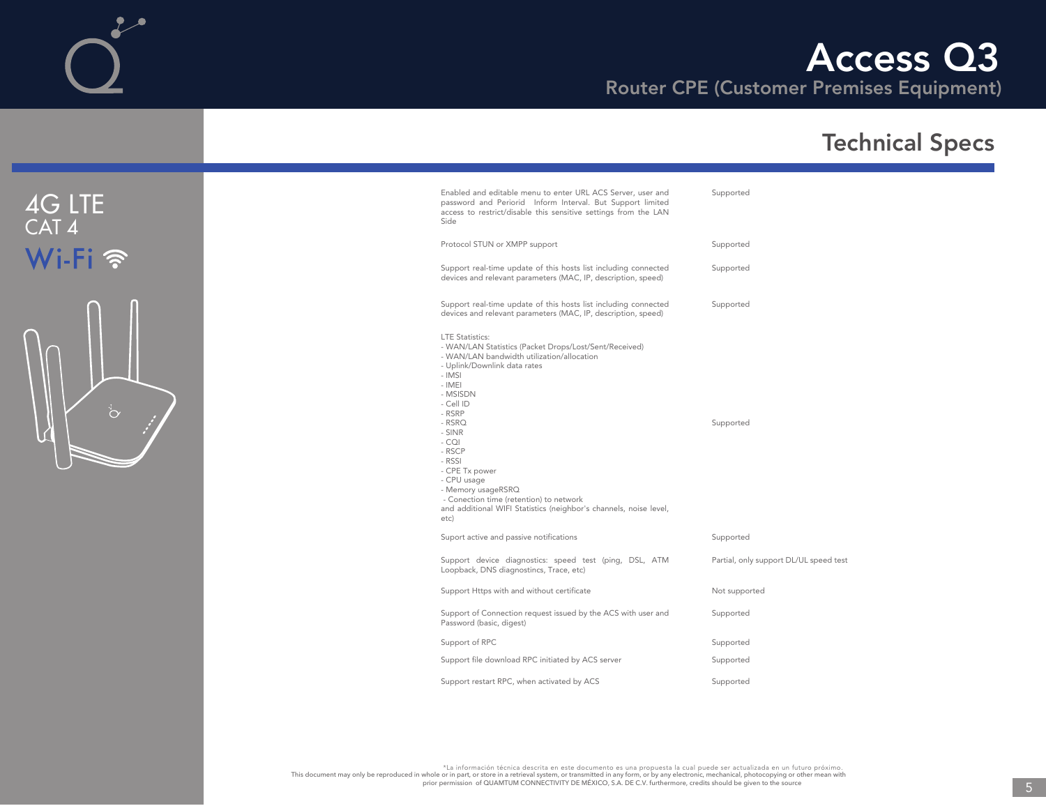# Access Q3

Router CPE (Customer Premises Equipment)

## Technical Specs

4G LTE
CAT 4
Wi-Fi

| Feature | Status |
|---|---|
| Enabled and editable menu to enter URL ACS Server, user and password and Periorid Inform Interval. But Support limited access to restrict/disable this sensitive settings from the LAN Side | Supported |
| Protocol STUN or XMPP support | Supported |
| Support real-time update of this hosts list including connected devices and relevant parameters (MAC, IP, description, speed) | Supported |
| Support real-time update of this hosts list including connected devices and relevant parameters (MAC, IP, description, speed) | Supported |
| LTE Statistics:<br>- WAN/LAN Statistics (Packet Drops/Lost/Sent/Received)<br>- WAN/LAN bandwidth utilization/allocation<br>- Uplink/Downlink data rates<br>- IMSI<br>- IMEI<br>- MSISDN<br>- Cell ID<br>- RSRP<br>- RSRQ<br>- SINR<br>- CQI<br>- RSCP<br>- RSSI<br>- CPE Tx power<br>- CPU usage<br>- Memory usageRSRQ<br>- Conection time (retention) to network<br>and additional WIFI Statistics (neighbor's channels, noise level, etc) | Supported |
| Suport active and passive notifications | Supported |
| Support device diagnostics: speed test (ping, DSL, ATM Loopback, DNS diagnostincs, Trace, etc) | Partial, only support DL/UL speed test |
| Support Https with and without certificate | Not supported |
| Support of Connection request issued by the ACS with user and Password (basic, digest) | Supported |
| Support of RPC | Supported |
| Support file download RPC initiated by ACS server | Supported |
| Support restart RPC, when activated by ACS | Supported |

*La información técnica descrita en este documento es una propuesta la cual puede ser actualizada en un futuro próximo.
This document may only be reproduced in whole or in part, or store in a retrieval system, or transmitted in any form, or by any electronic, mechanical, photocopying or other mean with prior permission of QUAMTUM CONNECTIVITY DE MÉXICO, S.A. DE C.V. furthermore, credits should be given to the source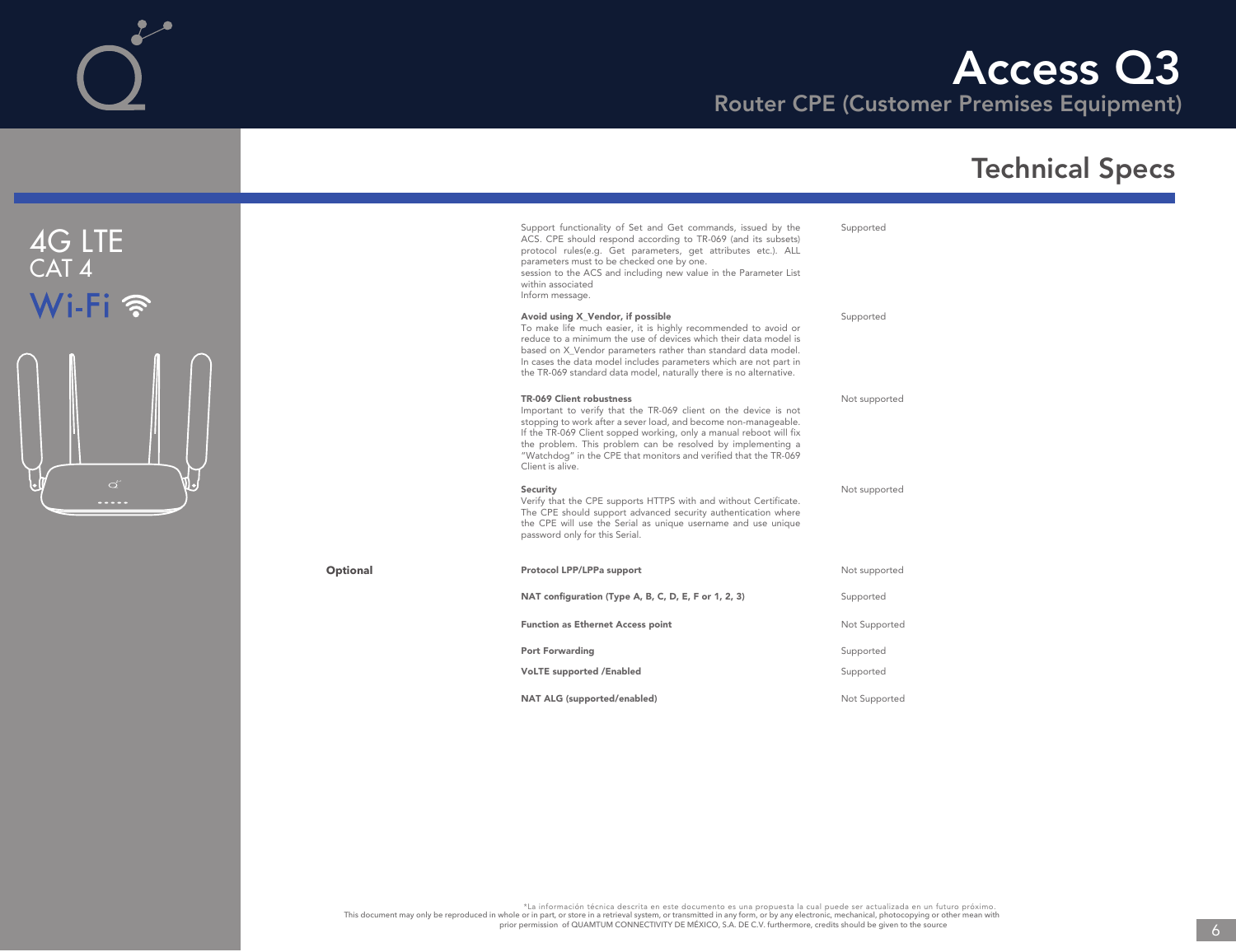# Access Q3

## Router CPE (Customer Premises Equipment)

4G LTE
CAT 4
Wi-Fi

## Technical Specs

| | | |
|---|---|---|
| | Support functionality of Set and Get commands, issued by the ACS. CPE should respond according to TR-069 (and its subsets) protocol rules(e.g. Get parameters, get attributes etc.). ALL parameters must to be checked one by one. session to the ACS and including new value in the Parameter List within associated Inform message. | Supported |
| | **Avoid using X_Vendor, if possible** To make life much easier, it is highly recommended to avoid or reduce to a minimum the use of devices which their data model is based on X_Vendor parameters rather than standard data model. In cases the data model includes parameters which are not part in the TR-069 standard data model, naturally there is no alternative. | Supported |
| | **TR-069 Client robustness** Important to verify that the TR-069 client on the device is not stopping to work after a sever load, and become non-manageable. If the TR-069 Client sopped working, only a manual reboot will fix the problem. This problem can be resolved by implementing a "Watchdog" in the CPE that monitors and verified that the TR-069 Client is alive. | Not supported |
| | **Security** Verify that the CPE supports HTTPS with and without Certificate. The CPE should support advanced security authentication where the CPE will use the Serial as unique username and use unique password only for this Serial. | Not supported |
| **Optional** | **Protocol LPP/LPPa support** | Not supported |
| | **NAT configuration (Type A, B, C, D, E, F or 1, 2, 3)** | Supported |
| | **Function as Ethernet Access point** | Not Supported |
| | **Port Forwarding** | Supported |
| | **VoLTE supported /Enabled** | Supported |
| | **NAT ALG (supported/enabled)** | Not Supported |

*La información técnica descrita en este documento es una propuesta la cual puede ser actualizada en un futuro próximo.
This document may only be reproduced in whole or in part, or store in a retrieval system, or transmitted in any form, or by any electronic, mechanical, photocopying or other mean with prior permission of QUAMTUM CONNECTIVITY DE MÉXICO, S.A. DE C.V. furthermore, credits should be given to the source